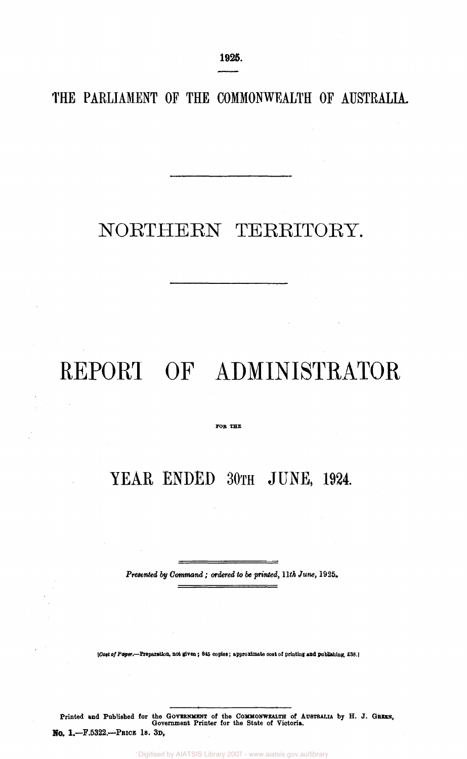1925.

THE PARLIAMENT OF THE COMMONWEALTH OF AUSTRALIA.

# NORTHERN TERRITORY.

# REPORT OF ADMINISTRATOR

FOR THE

# YEAR ENDED 30TH JUNE, 1924.

*Presented by Command; ordered to be printed, 11th June, 1925.*

[*Cost of Paper.*—Preparation, not given; 845 copies; approximate cost of printing and publishing, £38.]

Printed and Published for the GOVERNMENT of the COMMONWEALTH of AUSTRALIA by H. J. GREEN, Government Printer for the State of Victoria.

**No. 1.**—F.5322.—PRICE 1s. 3D.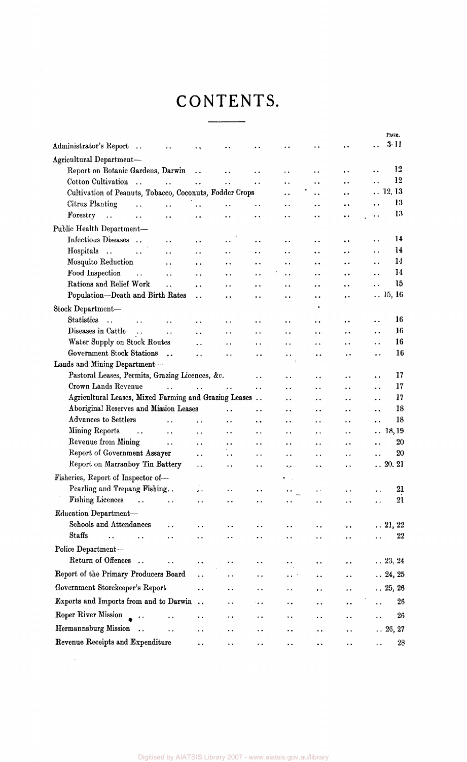# CONTENTS.

| | PAGE. |
|---|---|
| Administrator's Report | 3-11 |
| **Agricultural Department—** | |
| Report on Botanic Gardens, Darwin | 12 |
| Cotton Cultivation | 12 |
| Cultivation of Peanuts, Tobacco, Coconuts, Fodder Crops | 12, 13 |
| Citrus Planting | 13 |
| Forestry | 13 |
| **Public Health Department—** | |
| Infectious Diseases | 14 |
| Hospitals | 14 |
| Mosquito Reduction | 14 |
| Food Inspection | 14 |
| Rations and Relief Work | 15 |
| Population—Death and Birth Rates | 15, 16 |
| **Stock Department—** | |
| Statistics | 16 |
| Diseases in Cattle | 16 |
| Water Supply on Stock Routes | 16 |
| Government Stock Stations | 16 |
| **Lands and Mining Department—** | |
| Pastoral Leases, Permits, Grazing Licences, &c. | 17 |
| Crown Lands Revenue | 17 |
| Agricultural Leases, Mixed Farming and Grazing Leases | 17 |
| Aboriginal Reserves and Mission Leases | 18 |
| Advances to Settlers | 18 |
| Mining Reports | 18, 19 |
| Revenue from Mining | 20 |
| Report of Government Assayer | 20 |
| Report on Marranboy Tin Battery | 20, 21 |
| **Fisheries, Report of Inspector of—** | |
| Pearling and Trepang Fishing | 21 |
| Fishing Licences | 21 |
| **Education Department—** | |
| Schools and Attendances | 21, 22 |
| Staffs | 22 |
| **Police Department—** | |
| Return of Offences | 23, 24 |
| Report of the Primary Producers Board | 24, 25 |
| Government Storekeeper's Report | 25, 26 |
| Exports and Imports from and to Darwin | 26 |
| Roper River Mission | 26 |
| Hermannsburg Mission | 26, 27 |
| Revenue Receipts and Expenditure | 28 |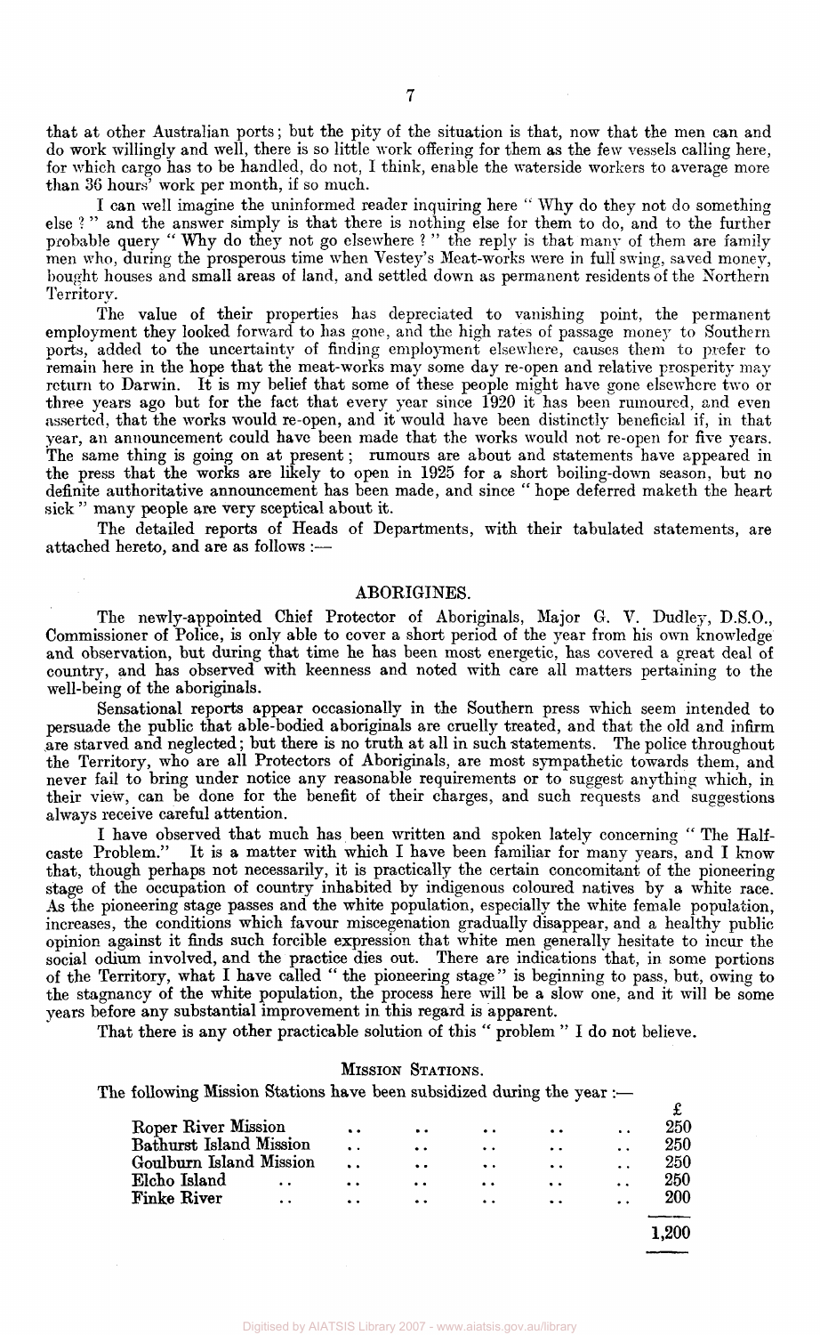that at other Australian ports; but the pity of the situation is that, now that the men can and do work willingly and well, there is so little work offering for them as the few vessels calling here, for which cargo has to be handled, do not, I think, enable the waterside workers to average more than 36 hours' work per month, if so much.

I can well imagine the uninformed reader inquiring here " Why do they not do something else ? " and the answer simply is that there is nothing else for them to do, and to the further probable query " Why do they not go elsewhere ? " the reply is that many of them are family men who, during the prosperous time when Vestey's Meat-works were in full swing, saved money, bought houses and small areas of land, and settled down as permanent residents of the Northern Territory.

The value of their properties has depreciated to vanishing point, the permanent employment they looked forward to has gone, and the high rates of passage money to Southern ports, added to the uncertainty of finding employment elsewhere, causes them to prefer to remain here in the hope that the meat-works may some day re-open and relative prosperity may return to Darwin. It is my belief that some of these people might have gone elsewhere two or three years ago but for the fact that every year since 1920 it has been rumoured, and even asserted, that the works would re-open, and it would have been distinctly beneficial if, in that year, an announcement could have been made that the works would not re-open for five years. The same thing is going on at present; rumours are about and statements have appeared in the press that the works are likely to open in 1925 for a short boiling-down season, but no definite authoritative announcement has been made, and since " hope deferred maketh the heart sick " many people are very sceptical about it.

The detailed reports of Heads of Departments, with their tabulated statements, are attached hereto, and are as follows :—

## ABORIGINES.

The newly-appointed Chief Protector of Aboriginals, Major G. V. Dudley, D.S.O., Commissioner of Police, is only able to cover a short period of the year from his own knowledge and observation, but during that time he has been most energetic, has covered a great deal of country, and has observed with keenness and noted with care all matters pertaining to the well-being of the aboriginals.

Sensational reports appear occasionally in the Southern press which seem intended to persuade the public that able-bodied aboriginals are cruelly treated, and that the old and infirm are starved and neglected; but there is no truth at all in such statements. The police throughout the Territory, who are all Protectors of Aboriginals, are most sympathetic towards them, and never fail to bring under notice any reasonable requirements or to suggest anything which, in their view, can be done for the benefit of their charges, and such requests and suggestions always receive careful attention.

I have observed that much has been written and spoken lately concerning " The Half-caste Problem." It is a matter with which I have been familiar for many years, and I know that, though perhaps not necessarily, it is practically the certain concomitant of the pioneering stage of the occupation of country inhabited by indigenous coloured natives by a white race. As the pioneering stage passes and the white population, especially the white female population, increases, the conditions which favour miscegenation gradually disappear, and a healthy public opinion against it finds such forcible expression that white men generally hesitate to incur the social odium involved, and the practice dies out. There are indications that, in some portions of the Territory, what I have called " the pioneering stage " is beginning to pass, but, owing to the stagnancy of the white population, the process here will be a slow one, and it will be some years before any substantial improvement in this regard is apparent.

That there is any other practicable solution of this " problem " I do not believe.

### MISSION STATIONS.

The following Mission Stations have been subsidized during the year :—

| | £ |
|---|---|
| Roper River Mission | 250 |
| Bathurst Island Mission | 250 |
| Goulburn Island Mission | 250 |
| Elcho Island | 250 |
| Finke River | 200 |
| | 1,200 |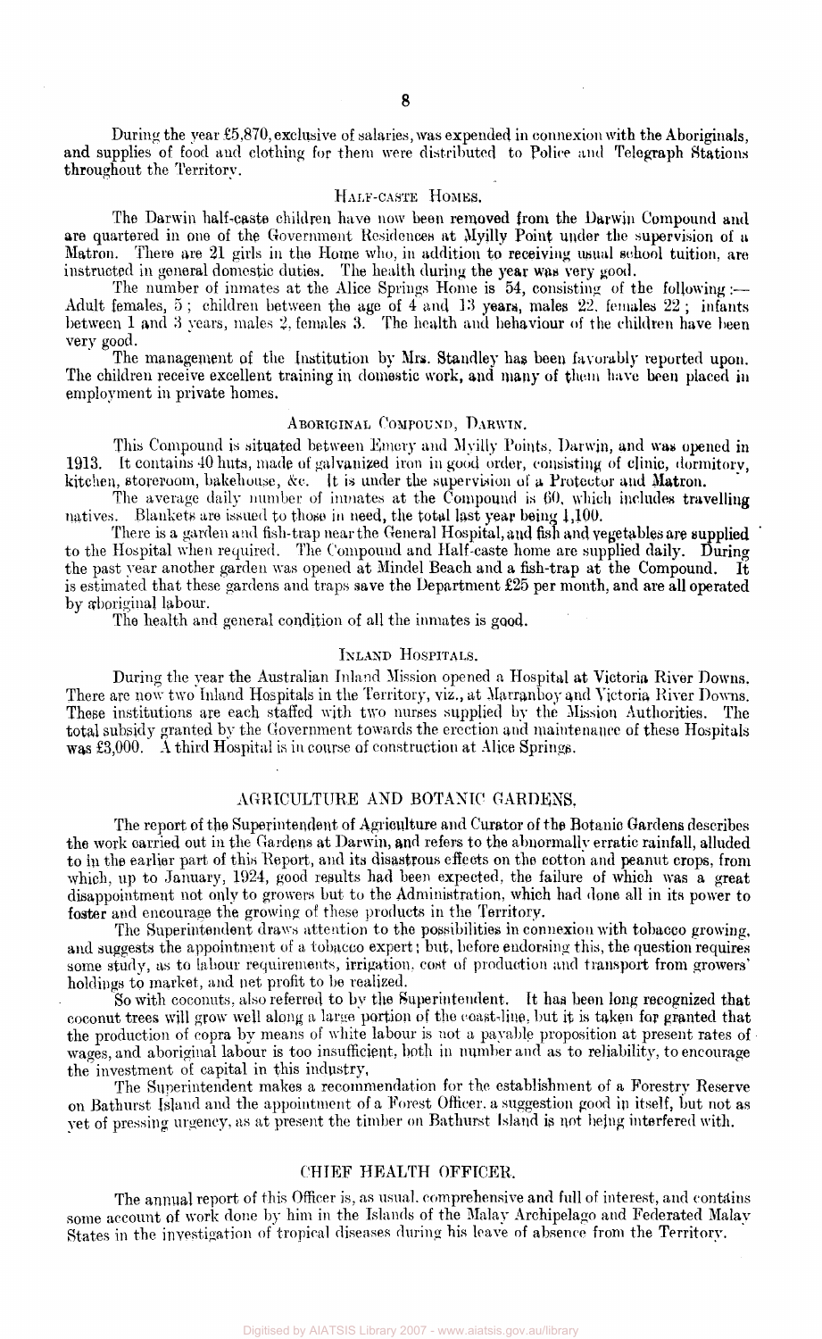During the year £5,870, exclusive of salaries, was expended in connexion with the Aboriginals, and supplies of food and clothing for them were distributed to Police and Telegraph Stations throughout the Territory.

### HALF-CASTE HOMES.

The Darwin half-caste children have now been removed from the Darwin Compound and are quartered in one of the Government Residences at Myilly Point under the supervision of a Matron. There are 21 girls in the Home who, in addition to receiving usual school tuition, are instructed in general domestic duties. The health during the year was very good.

The number of inmates at the Alice Springs Home is 54, consisting of the following:—Adult females, 5; children between the age of 4 and 13 years, males 22, females 22; infants between 1 and 3 years, males 2, females 3. The health and behaviour of the children have been very good.

The management of the Institution by Mrs. Standley has been favorably reported upon. The children receive excellent training in domestic work, and many of them have been placed in employment in private homes.

### ABORIGINAL COMPOUND, DARWIN.

This Compound is situated between Emery and Myilly Points, Darwin, and was opened in 1913. It contains 40 huts, made of galvanized iron in good order, consisting of clinic, dormitory, kitchen, storeroom, bakehouse, &c. It is under the supervision of a Protector and Matron.

The average daily number of inmates at the Compound is 60, which includes travelling natives. Blankets are issued to those in need, the total last year being 1,100.

There is a garden and fish-trap near the General Hospital, and fish and vegetables are supplied to the Hospital when required. The Compound and Half-caste home are supplied daily. During the past year another garden was opened at Mindel Beach and a fish-trap at the Compound. It is estimated that these gardens and traps save the Department £25 per month, and are all operated by aboriginal labour.

The health and general condition of all the inmates is good.

### INLAND HOSPITALS.

During the year the Australian Inland Mission opened a Hospital at Victoria River Downs. There are now two Inland Hospitals in the Territory, viz., at Marranboy and Victoria River Downs. These institutions are each staffed with two nurses supplied by the Mission Authorities. The total subsidy granted by the Government towards the erection and maintenance of these Hospitals was £3,000. A third Hospital is in course of construction at Alice Springs.

## AGRICULTURE AND BOTANIC GARDENS.

The report of the Superintendent of Agriculture and Curator of the Botanic Gardens describes the work carried out in the Gardens at Darwin, and refers to the abnormally erratic rainfall, alluded to in the earlier part of this Report, and its disastrous effects on the cotton and peanut crops, from which, up to January, 1924, good results had been expected, the failure of which was a great disappointment not only to growers but to the Administration, which had done all in its power to foster and encourage the growing of these products in the Territory.

The Superintendent draws attention to the possibilities in connexion with tobacco growing, and suggests the appointment of a tobacco expert; but, before endorsing this, the question requires some study, as to labour requirements, irrigation, cost of production and transport from growers' holdings to market, and net profit to be realized.

So with coconuts, also referred to by the Superintendent. It has been long recognized that coconut trees will grow well along a large portion of the coast-line, but it is taken for granted that the production of copra by means of white labour is not a payable proposition at present rates of wages, and aboriginal labour is too insufficient, both in number and as to reliability, to encourage the investment of capital in this industry.

The Superintendent makes a recommendation for the establishment of a Forestry Reserve on Bathurst Island and the appointment of a Forest Officer, a suggestion good in itself, but not as yet of pressing urgency, as at present the timber on Bathurst Island is not being interfered with.

## CHIEF HEALTH OFFICER.

The annual report of this Officer is, as usual, comprehensive and full of interest, and contains some account of work done by him in the Islands of the Malay Archipelago and Federated Malay States in the investigation of tropical diseases during his leave of absence from the Territory.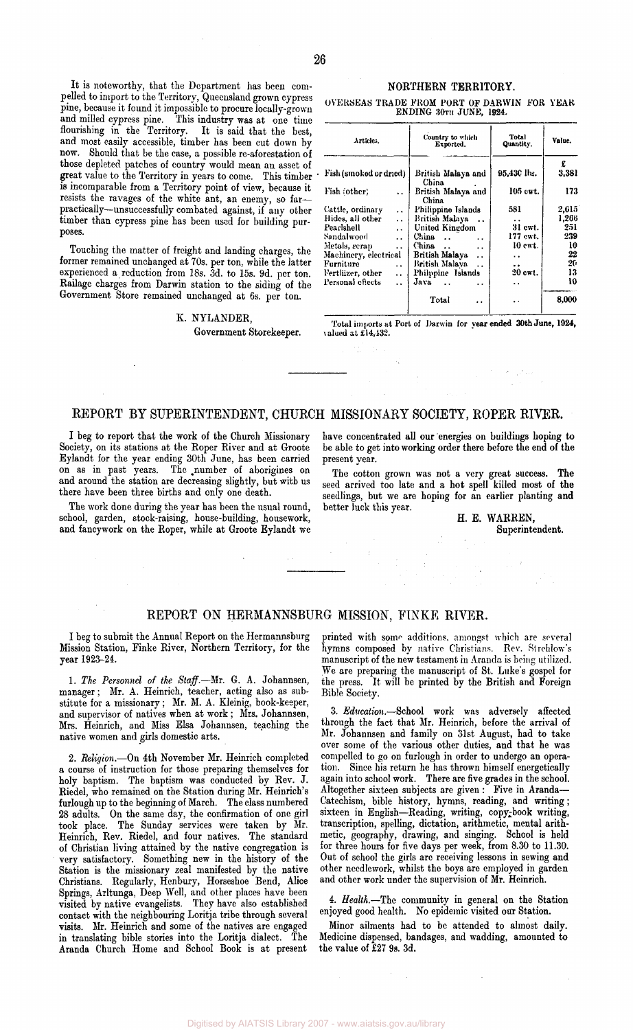It is noteworthy, that the Department has been compelled to import to the Territory, Queensland grown cypress pine, because it found it impossible to procure locally-grown and milled cypress pine. This industry was at one time flourishing in the Territory. It is said that the best, and most easily accessible, timber has been cut down by now. Should that be the case, a possible re-aforestation of those depleted patches of country would mean an asset of great value to the Territory in years to come. This timber is incomparable from a Territory point of view, because it resists the ravages of the white ant, an enemy, so far—practically—unsuccessfully combated against, if any other timber than cypress pine has been used for building purposes.

Touching the matter of freight and landing charges, the former remained unchanged at 70s. per ton, while the latter experienced a reduction from 18s. 3d. to 15s. 9d. per ton. Railage charges from Darwin station to the siding of the Government Store remained unchanged at 6s. per ton.

K. NYLANDER,
Government Storekeeper.

## NORTHERN TERRITORY.

OVERSEAS TRADE FROM PORT OF DARWIN FOR YEAR ENDING 30TH JUNE, 1924.

| Articles. | Country to which Exported. | Total Quantity. | Value. |
|---|---|---|---|
| | | | £ |
| Fish (smoked or dried) | British Malaya and China | 95,430 lbs. | 3,381 |
| Fish (other) | British Malaya and China | 105 cwt. | 173 |
| Cattle, ordinary .. | Philippine Islands | 581 | 2,615 |
| Hides, all other .. | British Malaya .. | .. | 1,266 |
| Pearlshell .. | United Kingdom | 31 cwt. | 251 |
| Sandalwood .. | China .. .. | 177 cwt. | 239 |
| Metals, scrap .. | China .. .. | 10 cwt. | 10 |
| Machinery, electrical | British Malaya .. | .. | 22 |
| Furniture .. | British Malaya .. | .. | 26 |
| Fertilizer, other .. | Philippine Islands | 20 cwt. | 13 |
| Personal effects .. | Java .. .. | .. | 10 |
| | Total .. | .. | 8,000 |

Total imports at Port of Darwin for year ended 30th June, 1924, valued at £14,432.

## REPORT BY SUPERINTENDENT, CHURCH MISSIONARY SOCIETY, ROPER RIVER.

I beg to report that the work of the Church Missionary Society, on its stations at the Roper River and at Groote Eylandt for the year ending 30th June, has been carried on as in past years. The number of aborigines on and around the station are decreasing slightly, but with us there have been three births and only one death.

The work done during the year has been the usual round, school, garden, stock-raising, house-building, housework, and fancywork on the Roper, while at Groote Eylandt we have concentrated all our energies on buildings hoping to be able to get into working order there before the end of the present year.

The cotton grown was not a very great success. The seed arrived too late and a hot spell killed most of the seedlings, but we are hoping for an earlier planting and better luck this year.

H. E. WARREN,
Superintendent.

## REPORT ON HERMANNSBURG MISSION, FINKE RIVER.

I beg to submit the Annual Report on the Hermannsburg Mission Station, Finke River, Northern Territory, for the year 1923–24.

1. *The Personnel of the Staff.*—Mr. G. A. Johannsen, manager; Mr. A. Heinrich, teacher, acting also as substitute for a missionary; Mr. M. A. Kleinig, book-keeper, and supervisor of natives when at work; Mrs. Johannsen, Mrs. Heinrich, and Miss Elsa Johannsen, teaching the native women and girls domestic arts.

2. *Religion.*—On 4th November Mr. Heinrich completed a course of instruction for those preparing themselves for holy baptism. The baptism was conducted by Rev. J. Riedel, who remained on the Station during Mr. Heinrich's furlough up to the beginning of March. The class numbered 28 adults. On the same day, the confirmation of one girl took place. The Sunday services were taken by Mr. Heinrich, Rev. Riedel, and four natives. The standard of Christian living attained by the native congregation is very satisfactory. Something new in the history of the Station is the missionary zeal manifested by the native Christians. Regularly, Henbury, Horseshoe Bend, Alice Springs, Arltunga, Deep Well, and other places have been visited by native evangelists. They have also established contact with the neighbouring Loritja tribe through several visits. Mr. Heinrich and some of the natives are engaged in translating bible stories into the Loritja dialect. The Aranda Church Home and School Book is at present printed with some additions, amongst which are several hymns composed by native Christians. Rev. Strehlow's manuscript of the new testament in Aranda is being utilized. We are preparing the manuscript of St. Luke's gospel for the press. It will be printed by the British and Foreign Bible Society.

3. *Education.*—School work was adversely affected through the fact that Mr. Heinrich, before the arrival of Mr. Johannsen and family on 31st August, had to take over some of the various other duties, and that he was compelled to go on furlough in order to undergo an operation. Since his return he has thrown himself energetically again into school work. There are five grades in the school. Altogether sixteen subjects are given: Five in Aranda—Catechism, bible history, hymns, reading, and writing; sixteen in English—Reading, writing, copy-book writing, transcription, spelling, dictation, arithmetic, mental arithmetic, geography, drawing, and singing. School is held for three hours for five days per week, from 8.30 to 11.30. Out of school the girls are receiving lessons in sewing and other needlework, whilst the boys are employed in garden and other work under the supervision of Mr. Heinrich.

4. *Health.*—The community in general on the Station enjoyed good health. No epidemic visited our Station.

Minor ailments had to be attended to almost daily. Medicine dispensed, bandages, and wadding, amounted to the value of £27 9s. 3d.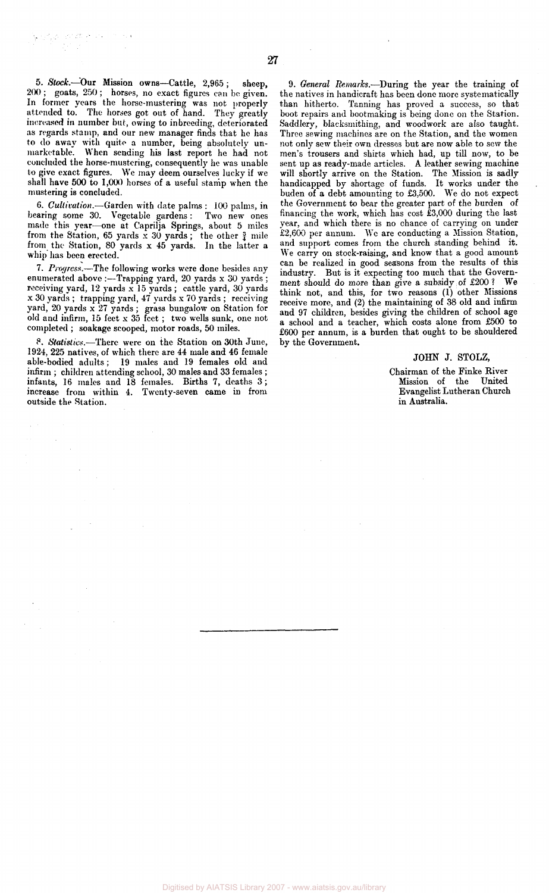5. *Stock.*—Our Mission owns—Cattle, 2,965; sheep, 200; goats, 250; horses, no exact figures can be given. In former years the horse-mustering was not properly attended to. The horses got out of hand. They greatly increased in number but, owing to inbreeding, deteriorated as regards stamp, and our new manager finds that he has to do away with quite a number, being absolutely unmarketable. When sending his last report he had not concluded the horse-mustering, consequently he was unable to give exact figures. We may deem ourselves lucky if we shall have 500 to 1,000 horses of a useful stamp when the mustering is concluded.

6. *Cultivation.*—Garden with date palms: 100 palms, in bearing some 30. Vegetable gardens: Two new ones made this year—one at Caprilja Springs, about 5 miles from the Station, 65 yards x 30 yards; the other ¾ mile from the Station, 80 yards x 45 yards. In the latter a whip has been erected.

7. *Progress.*—The following works were done besides any enumerated above:—Trapping yard, 20 yards x 30 yards; receiving yard, 12 yards x 15 yards; cattle yard, 30 yards x 30 yards; trapping yard, 47 yards x 70 yards; receiving yard, 20 yards x 27 yards; grass bungalow on Station for old and infirm, 15 feet x 35 feet; two wells sunk, one not completed; soakage scooped, motor roads, 50 miles.

8. *Statistics.*—There were on the Station on 30th June, 1924, 225 natives, of which there are 44 male and 46 female able-bodied adults; 19 males and 19 females old and infirm; children attending school, 30 males and 33 females; infants, 16 males and 18 females. Births 7, deaths 3; increase from within 4. Twenty-seven came in from outside the Station.

9. *General Remarks.*—During the year the training of the natives in handicraft has been done more systematically than hitherto. Tanning has proved a success, so that boot repairs and bootmaking is being done on the Station. Saddlery, blacksmithing, and woodwork are also taught. Three sewing machines are on the Station, and the women not only sew their own dresses but are now able to sew the men's trousers and shirts which had, up till now, to be sent up as ready-made articles. A leather sewing machine will shortly arrive on the Station. The Mission is sadly handicapped by shortage of funds. It works under the buden of a debt amounting to £3,500. We do not expect the Government to bear the greater part of the burden of financing the work, which has cost £3,000 during the last year, and which there is no chance of carrying on under £2,600 per annum. We are conducting a Mission Station, and support comes from the church standing behind it. We carry on stock-raising, and know that a good amount can be realized in good seasons from the results of this industry. But is it expecting too much that the Government should do more than give a subsidy of £200? We think not, and this, for two reasons (1) other Missions receive more, and (2) the maintaining of 38 old and infirm and 97 children, besides giving the children of school age a school and a teacher, which costs alone from £500 to £600 per annum, is a burden that ought to be shouldered by the Government.

JOHN J. STOLZ,

Chairman of the Finke River Mission of the United Evangelist Lutheran Church in Australia.